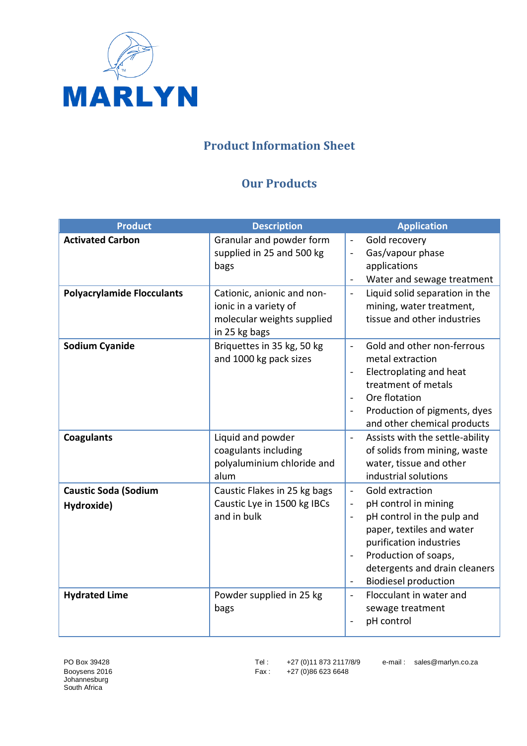# MARLYN

## Product Information Sheet

### Our Products

| Product | Description | Application |
|---|---|---|
| **Activated Carbon** | Granular and powder form supplied in 25 and 500 kg bags | - Gold recovery<br>- Gas/vapour phase applications<br>- Water and sewage treatment |
| **Polyacrylamide Flocculants** | Cationic, anionic and non-ionic in a variety of molecular weights supplied in 25 kg bags | - Liquid solid separation in the mining, water treatment, tissue and other industries |
| **Sodium Cyanide** | Briquettes in 35 kg, 50 kg and 1000 kg pack sizes | - Gold and other non-ferrous metal extraction<br>- Electroplating and heat treatment of metals<br>- Ore flotation<br>- Production of pigments, dyes and other chemical products |
| **Coagulants** | Liquid and powder coagulants including polyaluminium chloride and alum | - Assists with the settle-ability of solids from mining, waste water, tissue and other industrial solutions |
| **Caustic Soda (Sodium Hydroxide)** | Caustic Flakes in 25 kg bags<br>Caustic Lye in 1500 kg IBCs and in bulk | - Gold extraction<br>- pH control in mining<br>- pH control in the pulp and paper, textiles and water purification industries<br>- Production of soaps, detergents and drain cleaners<br>- Biodiesel production |
| **Hydrated Lime** | Powder supplied in 25 kg bags | - Flocculant in water and sewage treatment<br>- pH control |

PO Box 39428
Booysens 2016
Johannesburg
South Africa

Tel : +27 (0)11 873 2117/8/9
Fax : +27 (0)86 623 6648

e-mail : sales@marlyn.co.za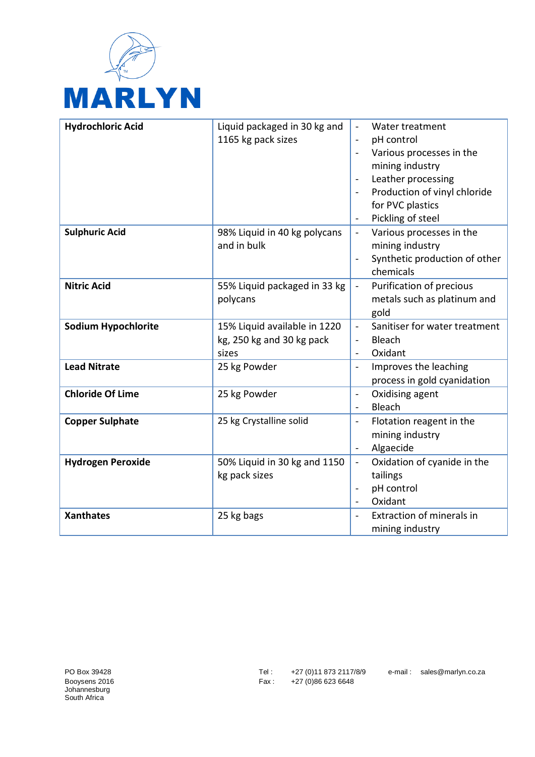MARLYN

| | | |
|---|---|---|
| **Hydrochloric Acid** | Liquid packaged in 30 kg and 1165 kg pack sizes | - Water treatment<br>- pH control<br>- Various processes in the mining industry<br>- Leather processing<br>- Production of vinyl chloride for PVC plastics<br>- Pickling of steel |
| **Sulphuric Acid** | 98% Liquid in 40 kg polycans and in bulk | - Various processes in the mining industry<br>- Synthetic production of other chemicals |
| **Nitric Acid** | 55% Liquid packaged in 33 kg polycans | - Purification of precious metals such as platinum and gold |
| **Sodium Hypochlorite** | 15% Liquid available in 1220 kg, 250 kg and 30 kg pack sizes | - Sanitiser for water treatment<br>- Bleach<br>- Oxidant |
| **Lead Nitrate** | 25 kg Powder | - Improves the leaching process in gold cyanidation |
| **Chloride Of Lime** | 25 kg Powder | - Oxidising agent<br>- Bleach |
| **Copper Sulphate** | 25 kg Crystalline solid | - Flotation reagent in the mining industry<br>- Algaecide |
| **Hydrogen Peroxide** | 50% Liquid in 30 kg and 1150 kg pack sizes | - Oxidation of cyanide in the tailings<br>- pH control<br>- Oxidant |
| **Xanthates** | 25 kg bags | - Extraction of minerals in mining industry |

PO Box 39428
Booysens 2016
Johannesburg
South Africa

Tel : +27 (0)11 873 2117/8/9
Fax : +27 (0)86 623 6648

e-mail : sales@marlyn.co.za